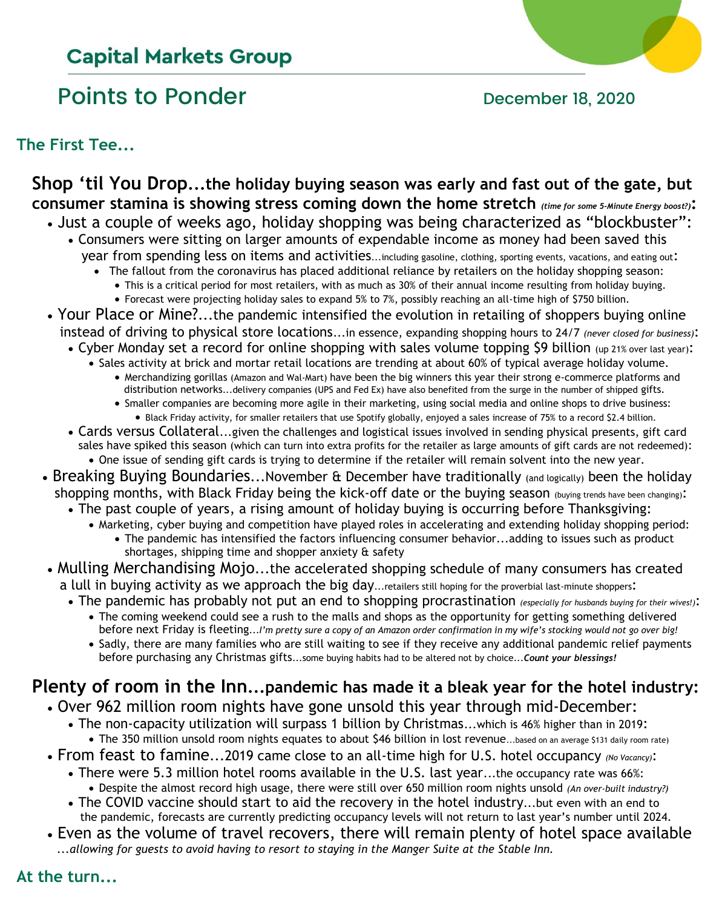# Capital Markets Group

## Points to Ponder

December 18, 2020

### The First Tee...

**Shop 'til You Drop...the holiday buying season was early and fast out of the gate, but consumer stamina is showing stress coming down the home stretch** *(time for some 5-Minute Energy boost?)*:

- Just a couple of weeks ago, holiday shopping was being characterized as "blockbuster":
  - Consumers were sitting on larger amounts of expendable income as money had been saved this year from spending less on items and activities...including gasoline, clothing, sporting events, vacations, and eating out:
    - The fallout from the coronavirus has placed additional reliance by retailers on the holiday shopping season:
      - This is a critical period for most retailers, with as much as 30% of their annual income resulting from holiday buying.
      - Forecast were projecting holiday sales to expand 5% to 7%, possibly reaching an all-time high of $750 billion.
- Your Place or Mine?...the pandemic intensified the evolution in retailing of shoppers buying online instead of driving to physical store locations...in essence, expanding shopping hours to 24/7 *(never closed for business)*:
  - Cyber Monday set a record for online shopping with sales volume topping $9 billion (up 21% over last year):
    - Sales activity at brick and mortar retail locations are trending at about 60% of typical average holiday volume.
      - Merchandizing gorillas (Amazon and Wal-Mart) have been the big winners this year their strong e-commerce platforms and distribution networks...delivery companies (UPS and Fed Ex) have also benefited from the surge in the number of shipped gifts.
      - Smaller companies are becoming more agile in their marketing, using social media and online shops to drive business:
        - Black Friday activity, for smaller retailers that use Spotify globally, enjoyed a sales increase of 75% to a record $2.4 billion.
  - Cards versus Collateral...given the challenges and logistical issues involved in sending physical presents, gift card sales have spiked this season (which can turn into extra profits for the retailer as large amounts of gift cards are not redeemed):
    - One issue of sending gift cards is trying to determine if the retailer will remain solvent into the new year.
- Breaking Buying Boundaries...November & December have traditionally (and logically) been the holiday shopping months, with Black Friday being the kick-off date or the buying season (buying trends have been changing):
  - The past couple of years, a rising amount of holiday buying is occurring before Thanksgiving:
    - Marketing, cyber buying and competition have played roles in accelerating and extending holiday shopping period:
      - The pandemic has intensified the factors influencing consumer behavior...adding to issues such as product shortages, shipping time and shopper anxiety & safety
- Mulling Merchandising Mojo...the accelerated shopping schedule of many consumers has created a lull in buying activity as we approach the big day...retailers still hoping for the proverbial last-minute shoppers:
  - The pandemic has probably not put an end to shopping procrastination *(especially for husbands buying for their wives!)*:
    - The coming weekend could see a rush to the malls and shops as the opportunity for getting something delivered before next Friday is fleeting...*I'm pretty sure a copy of an Amazon order confirmation in my wife's stocking would not go over big!*
    - Sadly, there are many families who are still waiting to see if they receive any additional pandemic relief payments before purchasing any Christmas gifts...some buying habits had to be altered not by choice...***Count your blessings!***

**Plenty of room in the Inn...pandemic has made it a bleak year for the hotel industry:**

- Over 962 million room nights have gone unsold this year through mid-December:
  - The non-capacity utilization will surpass 1 billion by Christmas...which is 46% higher than in 2019:
    - The 350 million unsold room nights equates to about $46 billion in lost revenue...based on an average $131 daily room rate)
- From feast to famine...2019 came close to an all-time high for U.S. hotel occupancy *(No Vacancy)*:
  - There were 5.3 million hotel rooms available in the U.S. last year...the occupancy rate was 66%:
    - Despite the almost record high usage, there were still over 650 million room nights unsold *(An over-built industry?)*
  - The COVID vaccine should start to aid the recovery in the hotel industry...but even with an end to the pandemic, forecasts are currently predicting occupancy levels will not return to last year's number until 2024.
- Even as the volume of travel recovers, there will remain plenty of hotel space available *...allowing for guests to avoid having to resort to staying in the Manger Suite at the Stable Inn.*

### At the turn...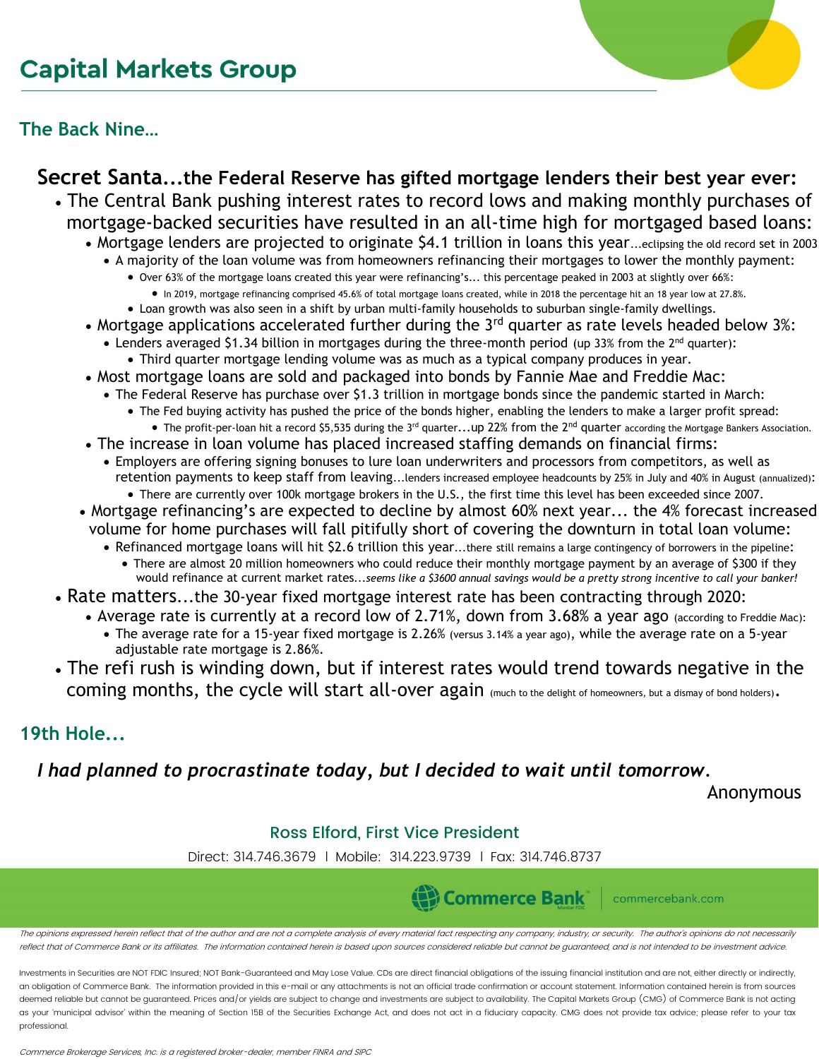## Capital Markets Group

### The Back Nine…

**Secret Santa…the Federal Reserve has gifted mortgage lenders their best year ever:**

- The Central Bank pushing interest rates to record lows and making monthly purchases of mortgage-backed securities have resulted in an all-time high for mortgaged based loans:
  - Mortgage lenders are projected to originate $4.1 trillion in loans this year…eclipsing the old record set in 2003
    - A majority of the loan volume was from homeowners refinancing their mortgages to lower the monthly payment:
      - Over 63% of the mortgage loans created this year were refinancing's… this percentage peaked in 2003 at slightly over 66%:
        - In 2019, mortgage refinancing comprised 45.6% of total mortgage loans created, while in 2018 the percentage hit an 18 year low at 27.8%.
      - Loan growth was also seen in a shift by urban multi-family households to suburban single-family dwellings.
  - Mortgage applications accelerated further during the 3rd quarter as rate levels headed below 3%:
    - Lenders averaged $1.34 billion in mortgages during the three-month period (up 33% from the 2nd quarter):
      - Third quarter mortgage lending volume was as much as a typical company produces in year.
  - Most mortgage loans are sold and packaged into bonds by Fannie Mae and Freddie Mac:
    - The Federal Reserve has purchase over $1.3 trillion in mortgage bonds since the pandemic started in March:
      - The Fed buying activity has pushed the price of the bonds higher, enabling the lenders to make a larger profit spread:
        - The profit-per-loan hit a record $5,535 during the 3rd quarter…up 22% from the 2nd quarter according the Mortgage Bankers Association.
  - The increase in loan volume has placed increased staffing demands on financial firms:
    - Employers are offering signing bonuses to lure loan underwriters and processors from competitors, as well as retention payments to keep staff from leaving…lenders increased employee headcounts by 25% in July and 40% in August (annualized):
      - There are currently over 100k mortgage brokers in the U.S., the first time this level has been exceeded since 2007.
  - Mortgage refinancing's are expected to decline by almost 60% next year… the 4% forecast increased volume for home purchases will fall pitifully short of covering the downturn in total loan volume:
    - Refinanced mortgage loans will hit $2.6 trillion this year…there still remains a large contingency of borrowers in the pipeline:
      - There are almost 20 million homeowners who could reduce their monthly mortgage payment by an average of $300 if they would refinance at current market rates…*seems like a $3600 annual savings would be a pretty strong incentive to call your banker!*
- Rate matters…the 30-year fixed mortgage interest rate has been contracting through 2020:
  - Average rate is currently at a record low of 2.71%, down from 3.68% a year ago (according to Freddie Mac):
    - The average rate for a 15-year fixed mortgage is 2.26% (versus 3.14% a year ago), while the average rate on a 5-year adjustable rate mortgage is 2.86%.
- The refi rush is winding down, but if interest rates would trend towards negative in the coming months, the cycle will start all-over again (much to the delight of homeowners, but a dismay of bond holders).

### 19th Hole...

***I had planned to procrastinate today, but I decided to wait until tomorrow.***

Anonymous

Ross Elford, First Vice President

Direct: 314.746.3679 | Mobile: 314.223.9739 | Fax: 314.746.8737

Commerce Bank | commercebank.com

*The opinions expressed herein reflect that of the author and are not a complete analysis of every material fact respecting any company, industry, or security. The author's opinions do not necessarily reflect that of Commerce Bank or its affiliates. The information contained herein is based upon sources considered reliable but cannot be guaranteed, and is not intended to be investment advice.*

Investments in Securities are NOT FDIC Insured; NOT Bank-Guaranteed and May Lose Value. CDs are direct financial obligations of the issuing financial institution and are not, either directly or indirectly, an obligation of Commerce Bank. The information provided in this e-mail or any attachments is not an official trade confirmation or account statement. Information contained herein is from sources deemed reliable but cannot be guaranteed. Prices and/or yields are subject to change and investments are subject to availability. The Capital Markets Group (CMG) of Commerce Bank is not acting as your 'municipal advisor' within the meaning of Section 15B of the Securities Exchange Act, and does not act in a fiduciary capacity. CMG does not provide tax advice; please refer to your tax professional.

*Commerce Brokerage Services, Inc. is a registered broker-dealer, member FINRA and SIPC*